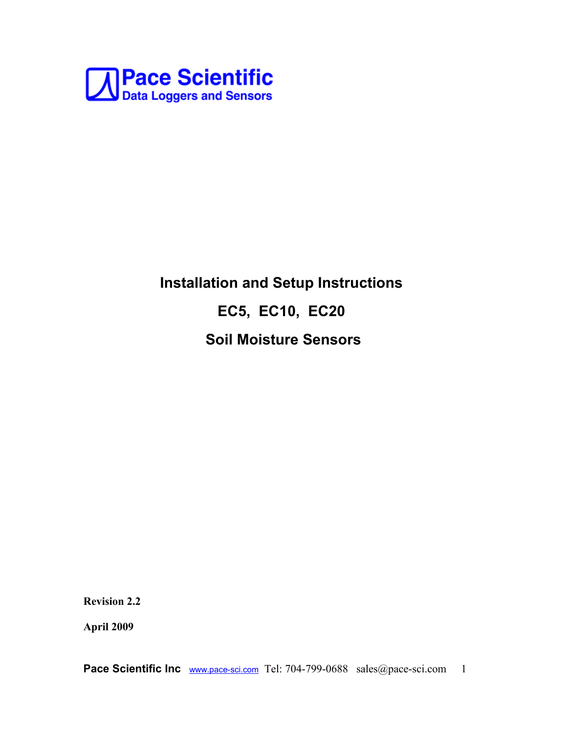**Pace Scientific**
**Data Loggers and Sensors**

# Installation and Setup Instructions

# EC5, EC10, EC20

# Soil Moisture Sensors

**Revision 2.2**

**April 2009**

**Pace Scientific Inc** www.pace-sci.com Tel: 704-799-0688 sales@pace-sci.com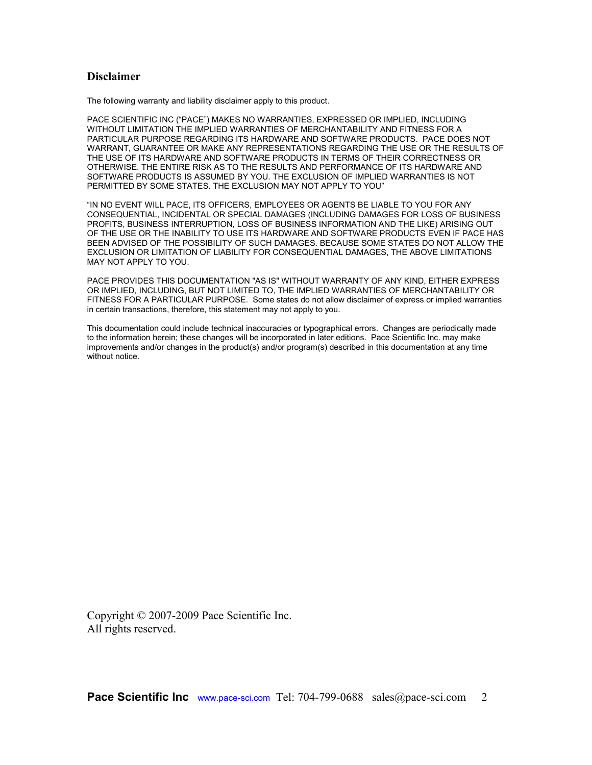## Disclaimer

The following warranty and liability disclaimer apply to this product.

PACE SCIENTIFIC INC (“PACE”) MAKES NO WARRANTIES, EXPRESSED OR IMPLIED, INCLUDING WITHOUT LIMITATION THE IMPLIED WARRANTIES OF MERCHANTABILITY AND FITNESS FOR A PARTICULAR PURPOSE REGARDING ITS HARDWARE AND SOFTWARE PRODUCTS. PACE DOES NOT WARRANT, GUARANTEE OR MAKE ANY REPRESENTATIONS REGARDING THE USE OR THE RESULTS OF THE USE OF ITS HARDWARE AND SOFTWARE PRODUCTS IN TERMS OF THEIR CORRECTNESS OR OTHERWISE. THE ENTIRE RISK AS TO THE RESULTS AND PERFORMANCE OF ITS HARDWARE AND SOFTWARE PRODUCTS IS ASSUMED BY YOU. THE EXCLUSION OF IMPLIED WARRANTIES IS NOT PERMITTED BY SOME STATES. THE EXCLUSION MAY NOT APPLY TO YOU”

“IN NO EVENT WILL PACE, ITS OFFICERS, EMPLOYEES OR AGENTS BE LIABLE TO YOU FOR ANY CONSEQUENTIAL, INCIDENTAL OR SPECIAL DAMAGES (INCLUDING DAMAGES FOR LOSS OF BUSINESS PROFITS, BUSINESS INTERRUPTION, LOSS OF BUSINESS INFORMATION AND THE LIKE) ARISING OUT OF THE USE OR THE INABILITY TO USE ITS HARDWARE AND SOFTWARE PRODUCTS EVEN IF PACE HAS BEEN ADVISED OF THE POSSIBILITY OF SUCH DAMAGES. BECAUSE SOME STATES DO NOT ALLOW THE EXCLUSION OR LIMITATION OF LIABILITY FOR CONSEQUENTIAL DAMAGES, THE ABOVE LIMITATIONS MAY NOT APPLY TO YOU.

PACE PROVIDES THIS DOCUMENTATION "AS IS" WITHOUT WARRANTY OF ANY KIND, EITHER EXPRESS OR IMPLIED, INCLUDING, BUT NOT LIMITED TO, THE IMPLIED WARRANTIES OF MERCHANTABILITY OR FITNESS FOR A PARTICULAR PURPOSE. Some states do not allow disclaimer of express or implied warranties in certain transactions, therefore, this statement may not apply to you.

This documentation could include technical inaccuracies or typographical errors. Changes are periodically made to the information herein; these changes will be incorporated in later editions. Pace Scientific Inc. may make improvements and/or changes in the product(s) and/or program(s) described in this documentation at any time without notice.

Copyright © 2007-2009 Pace Scientific Inc.
All rights reserved.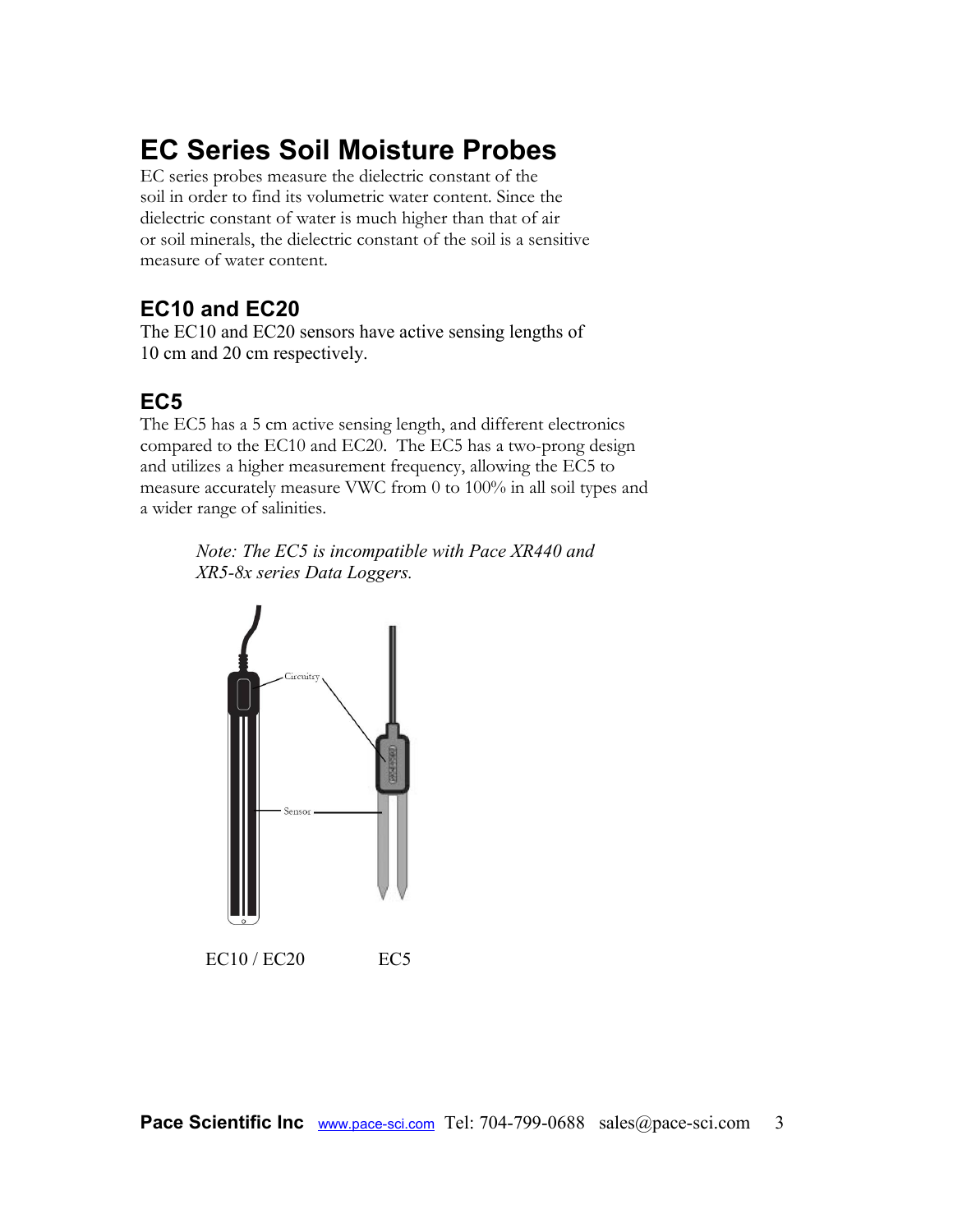# EC Series Soil Moisture Probes

EC series probes measure the dielectric constant of the soil in order to find its volumetric water content. Since the dielectric constant of water is much higher than that of air or soil minerals, the dielectric constant of the soil is a sensitive measure of water content.

## EC10 and EC20

The EC10 and EC20 sensors have active sensing lengths of 10 cm and 20 cm respectively.

## EC5

The EC5 has a 5 cm active sensing length, and different electronics compared to the EC10 and EC20. The EC5 has a two-prong design and utilizes a higher measurement frequency, allowing the EC5 to measure accurately measure VWC from 0 to 100% in all soil types and a wider range of salinities.

> *Note: The EC5 is incompatible with Pace XR440 and XR5-8x series Data Loggers.*

Circuitry

Sensor

EC10 / EC20 EC5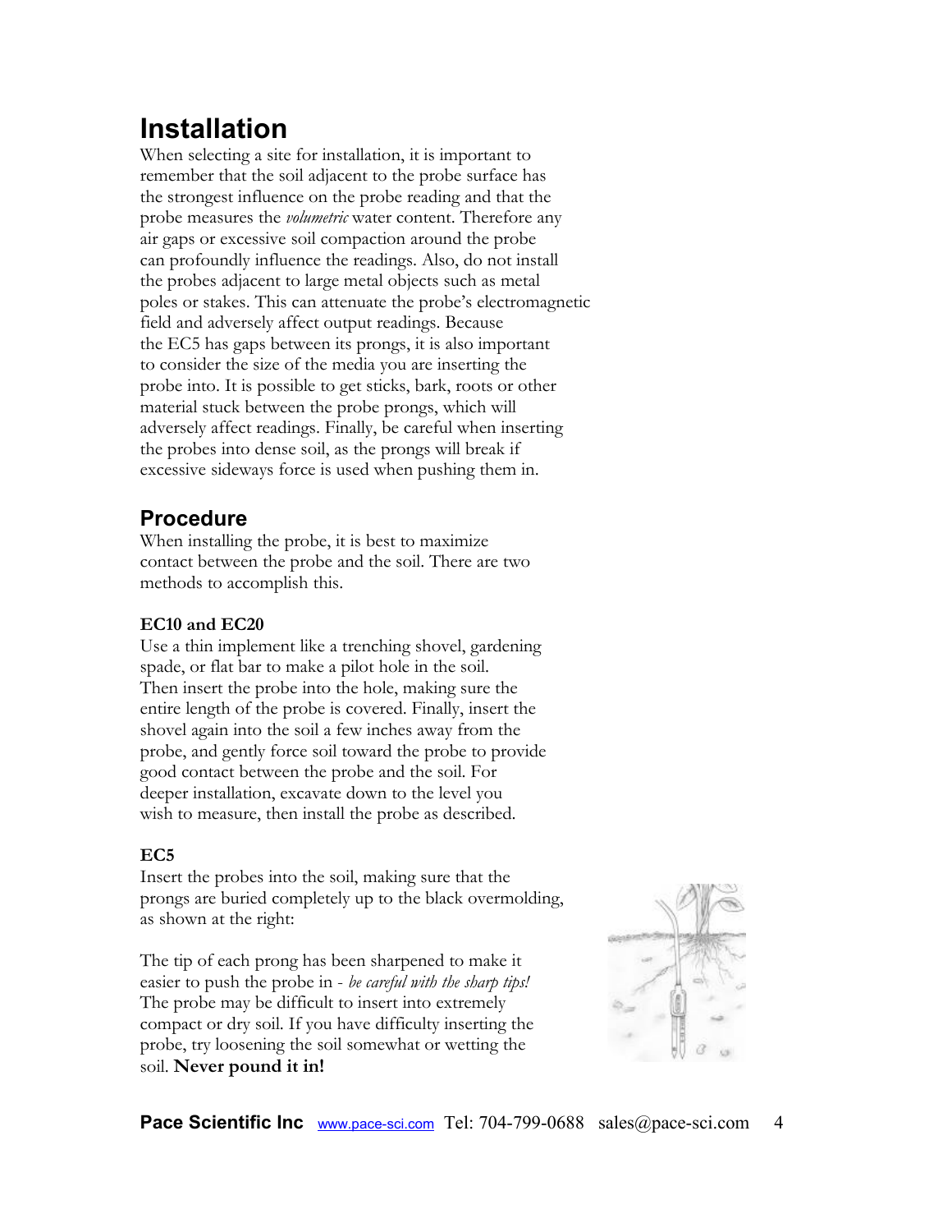# Installation

When selecting a site for installation, it is important to remember that the soil adjacent to the probe surface has the strongest influence on the probe reading and that the probe measures the *volumetric* water content. Therefore any air gaps or excessive soil compaction around the probe can profoundly influence the readings. Also, do not install the probes adjacent to large metal objects such as metal poles or stakes. This can attenuate the probe's electromagnetic field and adversely affect output readings. Because the EC5 has gaps between its prongs, it is also important to consider the size of the media you are inserting the probe into. It is possible to get sticks, bark, roots or other material stuck between the probe prongs, which will adversely affect readings. Finally, be careful when inserting the probes into dense soil, as the prongs will break if excessive sideways force is used when pushing them in.

## Procedure

When installing the probe, it is best to maximize contact between the probe and the soil. There are two methods to accomplish this.

**EC10 and EC20**

Use a thin implement like a trenching shovel, gardening spade, or flat bar to make a pilot hole in the soil. Then insert the probe into the hole, making sure the entire length of the probe is covered. Finally, insert the shovel again into the soil a few inches away from the probe, and gently force soil toward the probe to provide good contact between the probe and the soil. For deeper installation, excavate down to the level you wish to measure, then install the probe as described.

**EC5**

Insert the probes into the soil, making sure that the prongs are buried completely up to the black overmolding, as shown at the right:

The tip of each prong has been sharpened to make it easier to push the probe in - *be careful with the sharp tips!* The probe may be difficult to insert into extremely compact or dry soil. If you have difficulty inserting the probe, try loosening the soil somewhat or wetting the soil. **Never pound it in!**

**Pace Scientific Inc** www.pace-sci.com Tel: 704-799-0688 sales@pace-sci.com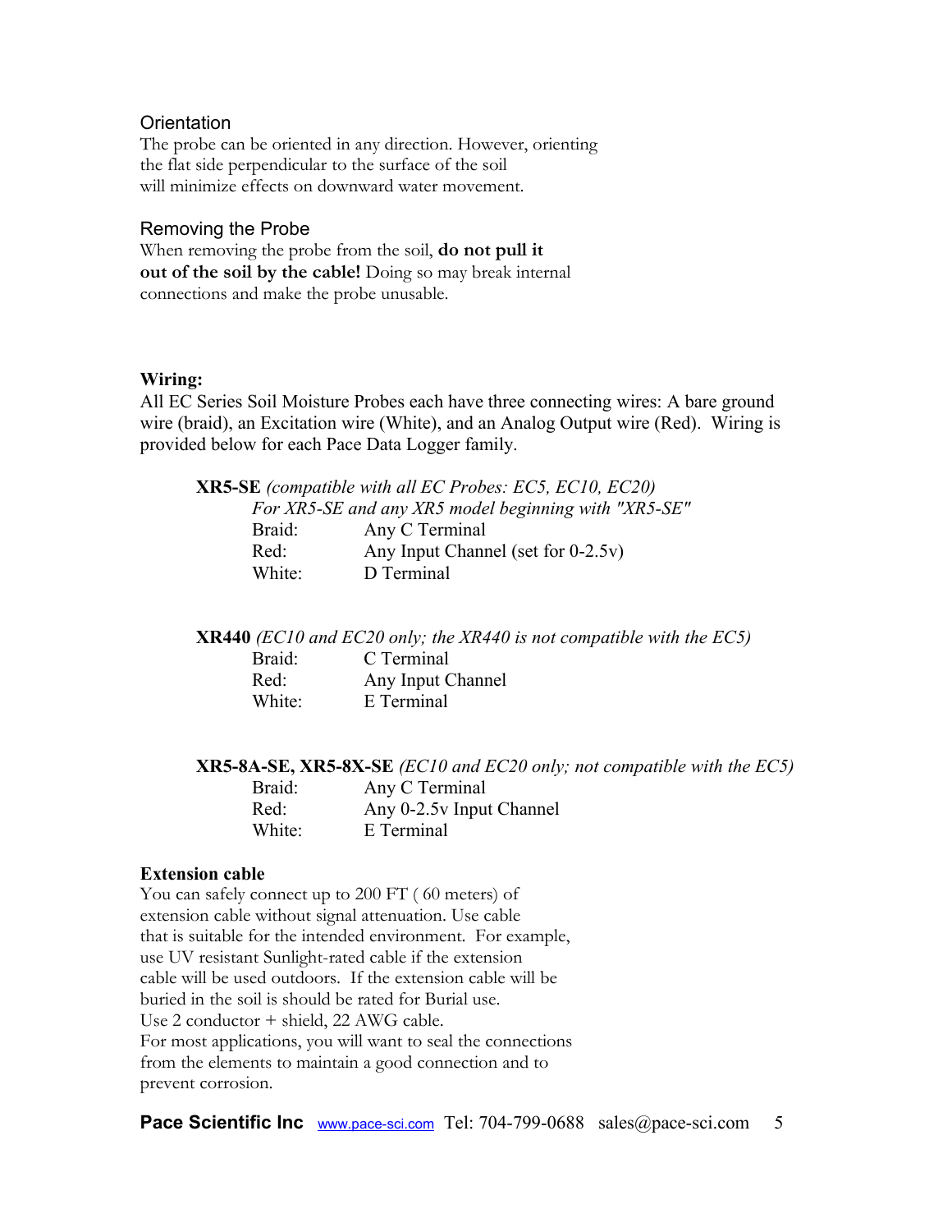### Orientation

The probe can be oriented in any direction. However, orienting the flat side perpendicular to the surface of the soil will minimize effects on downward water movement.

### Removing the Probe

When removing the probe from the soil, **do not pull it out of the soil by the cable!** Doing so may break internal connections and make the probe unusable.

**Wiring:**

All EC Series Soil Moisture Probes each have three connecting wires: A bare ground wire (braid), an Excitation wire (White), and an Analog Output wire (Red). Wiring is provided below for each Pace Data Logger family.

**XR5-SE** *(compatible with all EC Probes: EC5, EC10, EC20)*

*For XR5-SE and any XR5 model beginning with "XR5-SE"*

- Braid: Any C Terminal
- Red: Any Input Channel (set for 0-2.5v)
- White: D Terminal

**XR440** *(EC10 and EC20 only; the XR440 is not compatible with the EC5)*

- Braid: C Terminal
- Red: Any Input Channel
- White: E Terminal

**XR5-8A-SE, XR5-8X-SE** *(EC10 and EC20 only; not compatible with the EC5)*

- Braid: Any C Terminal
- Red: Any 0-2.5v Input Channel
- White: E Terminal

**Extension cable**

You can safely connect up to 200 FT ( 60 meters) of extension cable without signal attenuation. Use cable that is suitable for the intended environment. For example, use UV resistant Sunlight-rated cable if the extension cable will be used outdoors. If the extension cable will be buried in the soil is should be rated for Burial use.
Use 2 conductor + shield, 22 AWG cable.
For most applications, you will want to seal the connections from the elements to maintain a good connection and to prevent corrosion.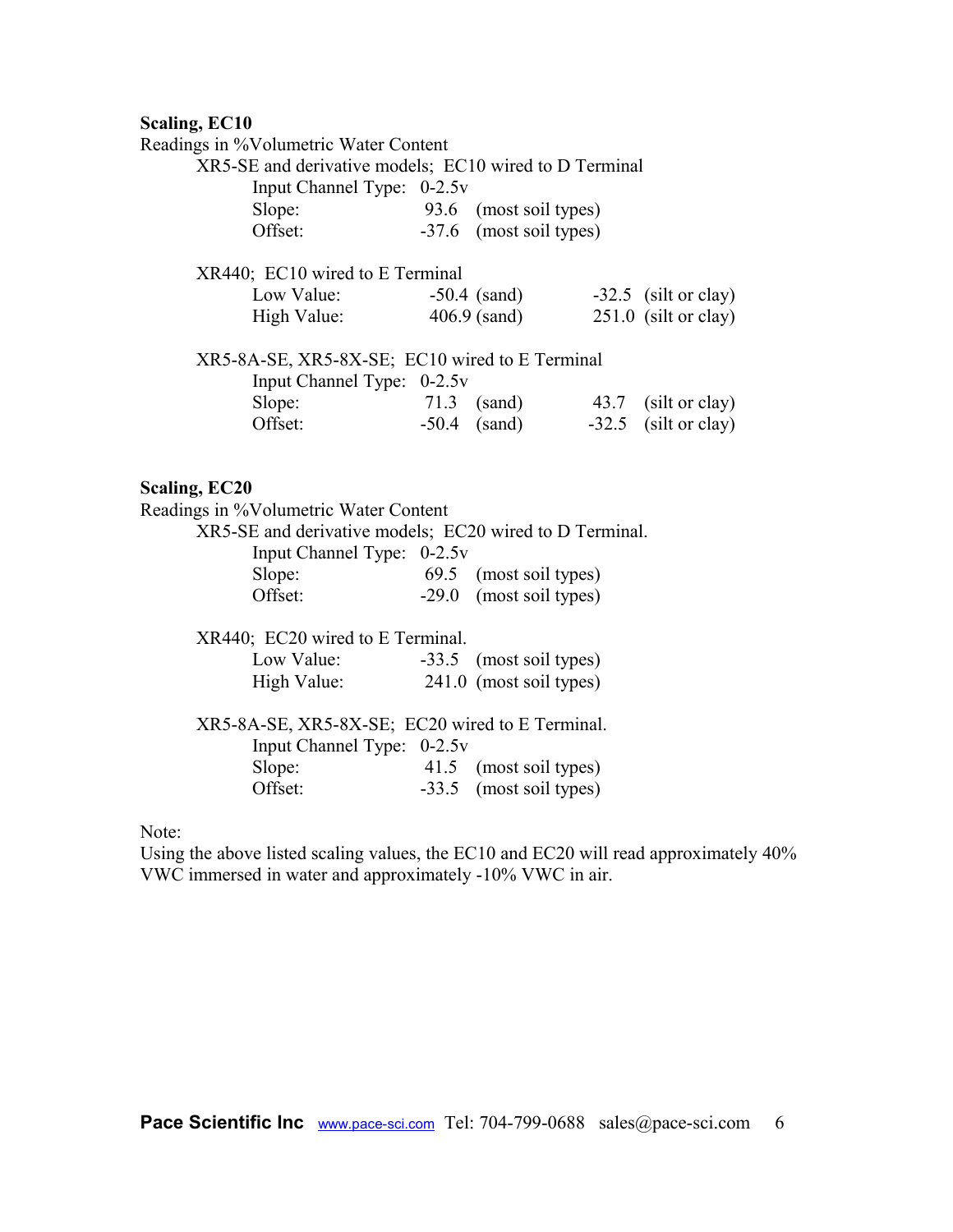**Scaling, EC10**

Readings in %Volumetric Water Content

XR5-SE and derivative models; EC10 wired to D Terminal

| | | | | |
|---|---|---|---|---|
| Input Channel Type: | 0-2.5v | | | |
| Slope: | 93.6 | (most soil types) | | |
| Offset: | -37.6 | (most soil types) | | |

XR440; EC10 wired to E Terminal

| | | | | |
|---|---|---|---|---|
| Low Value: | -50.4 | (sand) | -32.5 | (silt or clay) |
| High Value: | 406.9 | (sand) | 251.0 | (silt or clay) |

XR5-8A-SE, XR5-8X-SE; EC10 wired to E Terminal

| | | | | |
|---|---|---|---|---|
| Input Channel Type: | 0-2.5v | | | |
| Slope: | 71.3 | (sand) | 43.7 | (silt or clay) |
| Offset: | -50.4 | (sand) | -32.5 | (silt or clay) |

**Scaling, EC20**

Readings in %Volumetric Water Content

XR5-SE and derivative models; EC20 wired to D Terminal.

| | | |
|---|---|---|
| Input Channel Type: | 0-2.5v | |
| Slope: | 69.5 | (most soil types) |
| Offset: | -29.0 | (most soil types) |

XR440; EC20 wired to E Terminal.

| | | |
|---|---|---|
| Low Value: | -33.5 | (most soil types) |
| High Value: | 241.0 | (most soil types) |

XR5-8A-SE, XR5-8X-SE; EC20 wired to E Terminal.

| | | |
|---|---|---|
| Input Channel Type: | 0-2.5v | |
| Slope: | 41.5 | (most soil types) |
| Offset: | -33.5 | (most soil types) |

Note:

Using the above listed scaling values, the EC10 and EC20 will read approximately 40% VWC immersed in water and approximately -10% VWC in air.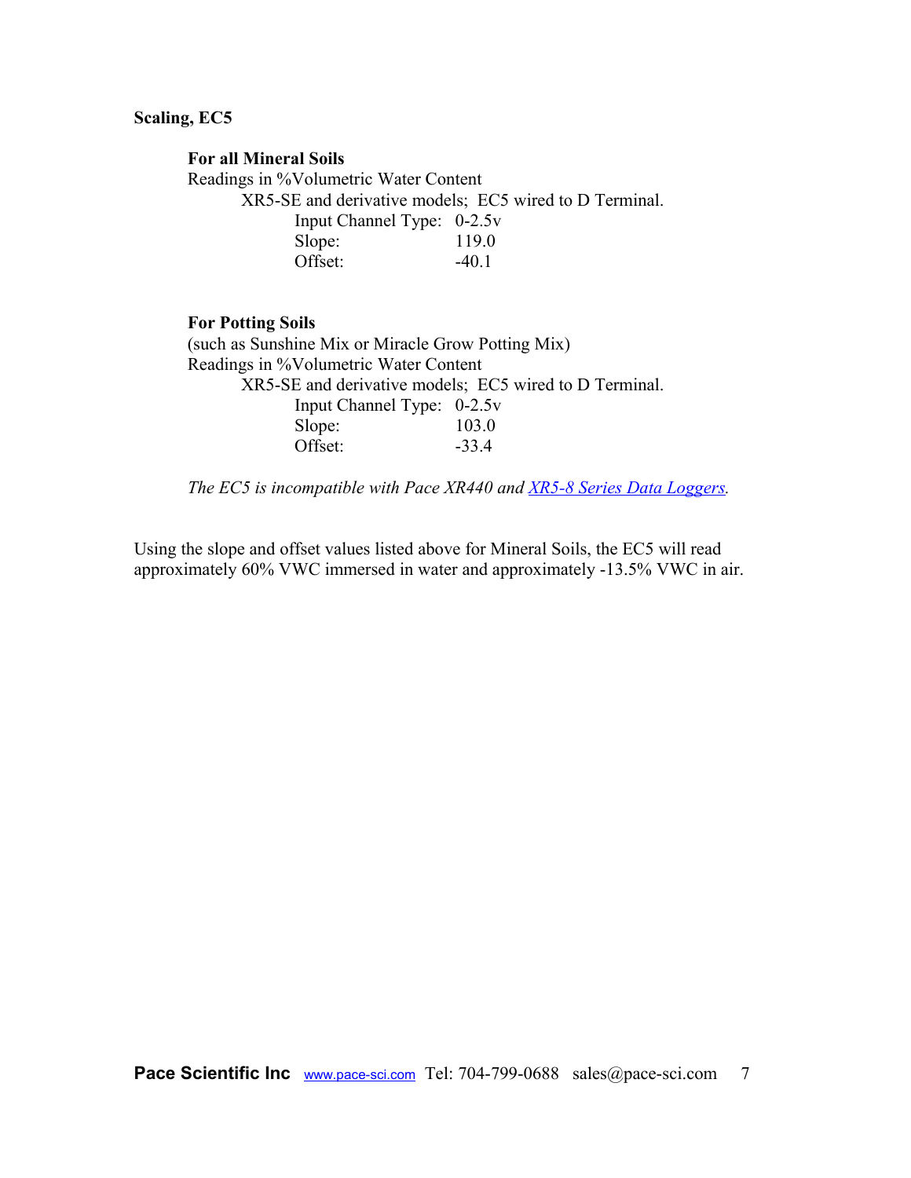**Scaling, EC5**

**For all Mineral Soils**

Readings in %Volumetric Water Content

XR5-SE and derivative models; EC5 wired to D Terminal.

Input Channel Type: 0-2.5v
Slope: 119.0
Offset: -40.1

**For Potting Soils**

(such as Sunshine Mix or Miracle Grow Potting Mix)

Readings in %Volumetric Water Content

XR5-SE and derivative models; EC5 wired to D Terminal.

Input Channel Type: 0-2.5v
Slope: 103.0
Offset: -33.4

*The EC5 is incompatible with Pace XR440 and XR5-8 Series Data Loggers.*

Using the slope and offset values listed above for Mineral Soils, the EC5 will read approximately 60% VWC immersed in water and approximately -13.5% VWC in air.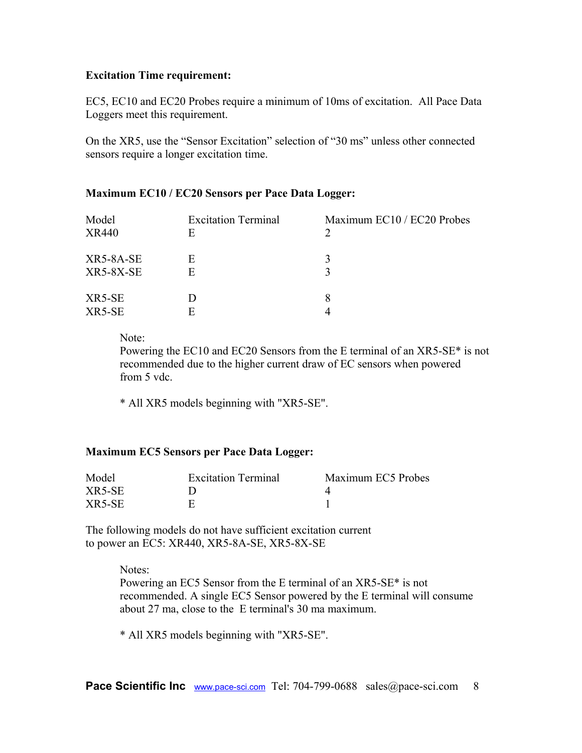**Excitation Time requirement:**

EC5, EC10 and EC20 Probes require a minimum of 10ms of excitation. All Pace Data Loggers meet this requirement.

On the XR5, use the “Sensor Excitation” selection of “30 ms” unless other connected sensors require a longer excitation time.

**Maximum EC10 / EC20 Sensors per Pace Data Logger:**

| Model | Excitation Terminal | Maximum EC10 / EC20 Probes |
|---|---|---|
| XR440 | E | 2 |
| XR5-8A-SE | E | 3 |
| XR5-8X-SE | E | 3 |
| XR5-SE | D | 8 |
| XR5-SE | E | 4 |

Note:
Powering the EC10 and EC20 Sensors from the E terminal of an XR5-SE* is not recommended due to the higher current draw of EC sensors when powered from 5 vdc.

* All XR5 models beginning with "XR5-SE".

**Maximum EC5 Sensors per Pace Data Logger:**

| Model | Excitation Terminal | Maximum EC5 Probes |
|---|---|---|
| XR5-SE | D | 4 |
| XR5-SE | E | 1 |

The following models do not have sufficient excitation current to power an EC5: XR440, XR5-8A-SE, XR5-8X-SE

Notes:
Powering an EC5 Sensor from the E terminal of an XR5-SE* is not recommended. A single EC5 Sensor powered by the E terminal will consume about 27 ma, close to the E terminal's 30 ma maximum.

* All XR5 models beginning with "XR5-SE".

**Pace Scientific Inc** www.pace-sci.com Tel: 704-799-0688 sales@pace-sci.com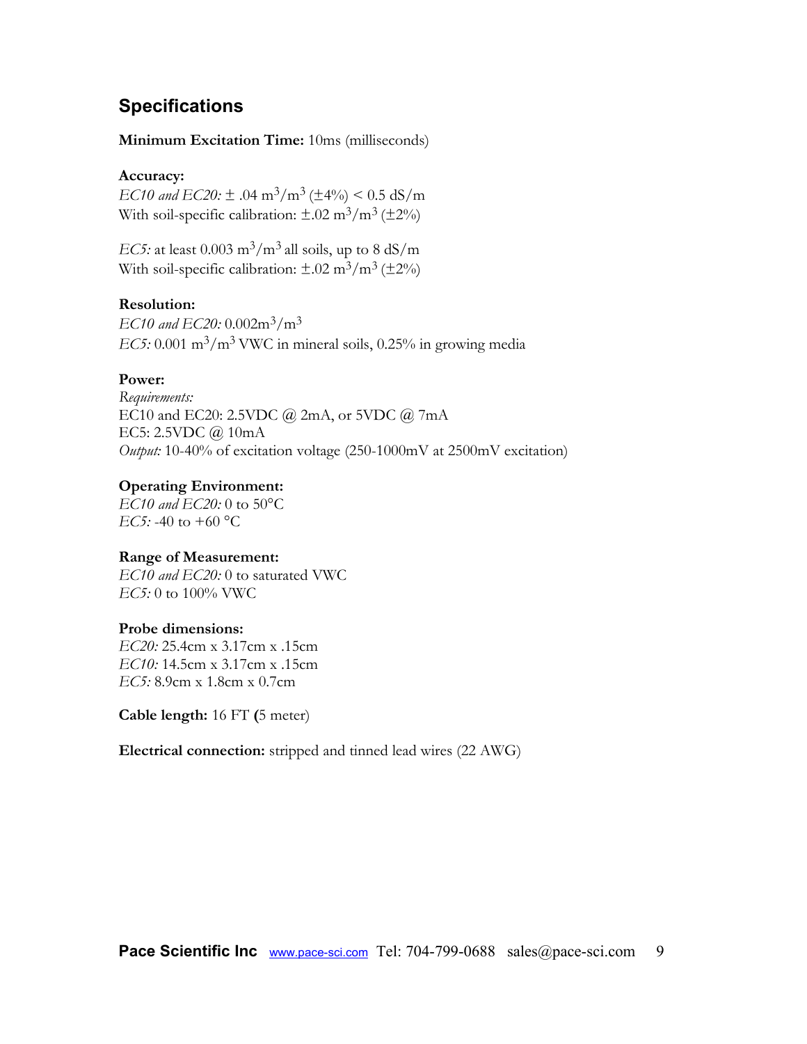## Specifications

**Minimum Excitation Time:** 10ms (milliseconds)

**Accuracy:**
*EC10 and EC20:* ± .04 $m^3/m^3$ (±4%) < 0.5 dS/m
With soil-specific calibration: ±.02 $m^3/m^3$ (±2%)

*EC5:* at least 0.003 $m^3/m^3$ all soils, up to 8 dS/m
With soil-specific calibration: ±.02 $m^3/m^3$ (±2%)

**Resolution:**
*EC10 and EC20:* 0.002$m^3/m^3$
*EC5:* 0.001 $m^3/m^3$ VWC in mineral soils, 0.25% in growing media

**Power:**
*Requirements:*
EC10 and EC20: 2.5VDC @ 2mA, or 5VDC @ 7mA
EC5: 2.5VDC @ 10mA
*Output:* 10-40% of excitation voltage (250-1000mV at 2500mV excitation)

**Operating Environment:**
*EC10 and EC20:* 0 to 50°C
*EC5:* -40 to +60 °C

**Range of Measurement:**
*EC10 and EC20:* 0 to saturated VWC
*EC5:* 0 to 100% VWC

**Probe dimensions:**
*EC20:* 25.4cm x 3.17cm x .15cm
*EC10:* 14.5cm x 3.17cm x .15cm
*EC5:* 8.9cm x 1.8cm x 0.7cm

**Cable length:** 16 FT **(**5 meter)

**Electrical connection:** stripped and tinned lead wires (22 AWG)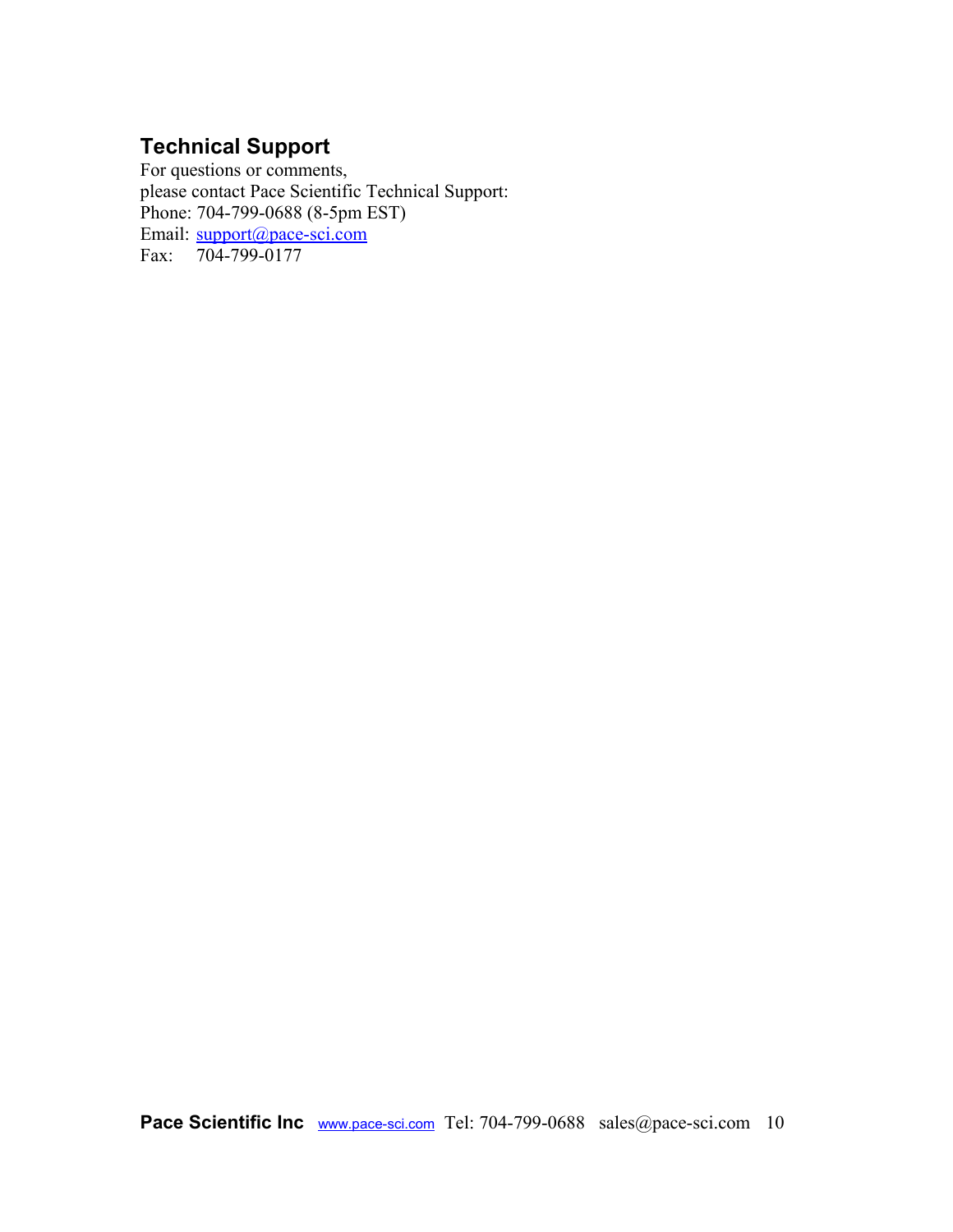## Technical Support

For questions or comments,
please contact Pace Scientific Technical Support:
Phone: 704-799-0688 (8-5pm EST)
Email: support@pace-sci.com
Fax: 704-799-0177